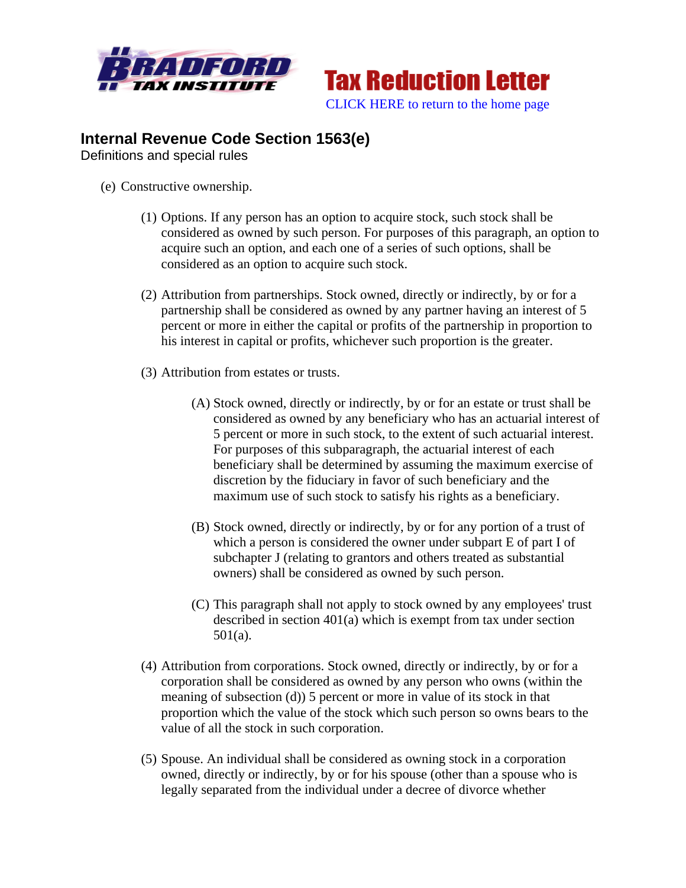Tax Reduction Letter

CLICK HERE to return to the home page

## Internal Revenue Code Section 1563(e)

Definitions and special rules

(e) Constructive ownership.

(1) Options. If any person has an option to acquire stock, such stock shall be considered as owned by such person. For purposes of this paragraph, an option to acquire such an option, and each one of a series of such options, shall be considered as an option to acquire such stock.

(2) Attribution from partnerships. Stock owned, directly or indirectly, by or for a partnership shall be considered as owned by any partner having an interest of 5 percent or more in either the capital or profits of the partnership in proportion to his interest in capital or profits, whichever such proportion is the greater.

(3) Attribution from estates or trusts.

(A) Stock owned, directly or indirectly, by or for an estate or trust shall be considered as owned by any beneficiary who has an actuarial interest of 5 percent or more in such stock, to the extent of such actuarial interest. For purposes of this subparagraph, the actuarial interest of each beneficiary shall be determined by assuming the maximum exercise of discretion by the fiduciary in favor of such beneficiary and the maximum use of such stock to satisfy his rights as a beneficiary.

(B) Stock owned, directly or indirectly, by or for any portion of a trust of which a person is considered the owner under subpart E of part I of subchapter J (relating to grantors and others treated as substantial owners) shall be considered as owned by such person.

(C) This paragraph shall not apply to stock owned by any employees' trust described in section 401(a) which is exempt from tax under section 501(a).

(4) Attribution from corporations. Stock owned, directly or indirectly, by or for a corporation shall be considered as owned by any person who owns (within the meaning of subsection (d)) 5 percent or more in value of its stock in that proportion which the value of the stock which such person so owns bears to the value of all the stock in such corporation.

(5) Spouse. An individual shall be considered as owning stock in a corporation owned, directly or indirectly, by or for his spouse (other than a spouse who is legally separated from the individual under a decree of divorce whether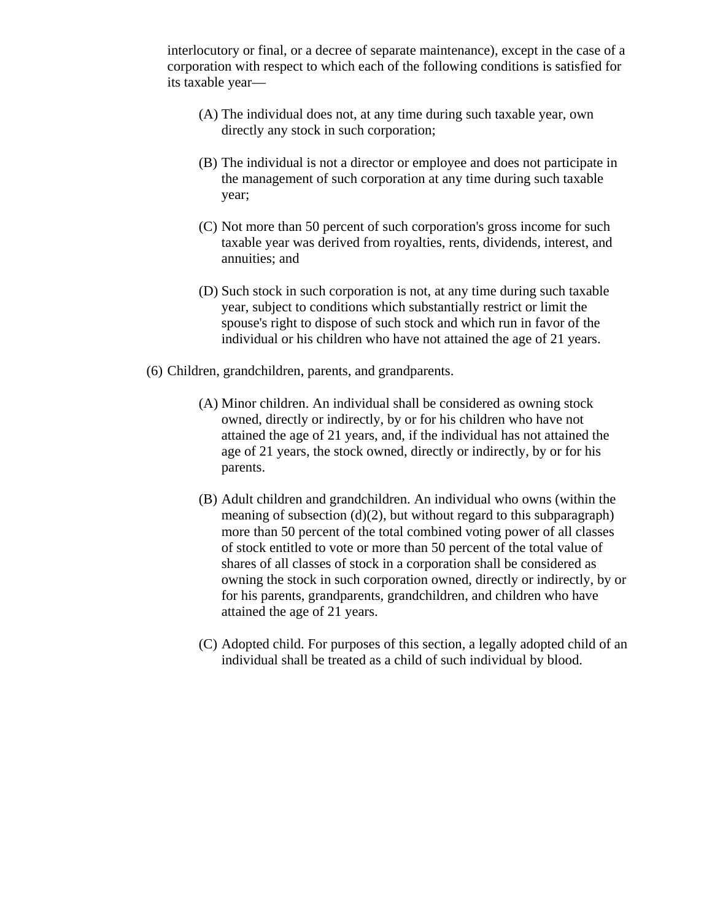interlocutory or final, or a decree of separate maintenance), except in the case of a corporation with respect to which each of the following conditions is satisfied for its taxable year—

- (A) The individual does not, at any time during such taxable year, own directly any stock in such corporation;
- (B) The individual is not a director or employee and does not participate in the management of such corporation at any time during such taxable year;
- (C) Not more than 50 percent of such corporation's gross income for such taxable year was derived from royalties, rents, dividends, interest, and annuities; and
- (D) Such stock in such corporation is not, at any time during such taxable year, subject to conditions which substantially restrict or limit the spouse's right to dispose of such stock and which run in favor of the individual or his children who have not attained the age of 21 years.

(6) Children, grandchildren, parents, and grandparents.

- (A) Minor children. An individual shall be considered as owning stock owned, directly or indirectly, by or for his children who have not attained the age of 21 years, and, if the individual has not attained the age of 21 years, the stock owned, directly or indirectly, by or for his parents.
- (B) Adult children and grandchildren. An individual who owns (within the meaning of subsection (d)(2), but without regard to this subparagraph) more than 50 percent of the total combined voting power of all classes of stock entitled to vote or more than 50 percent of the total value of shares of all classes of stock in a corporation shall be considered as owning the stock in such corporation owned, directly or indirectly, by or for his parents, grandparents, grandchildren, and children who have attained the age of 21 years.
- (C) Adopted child. For purposes of this section, a legally adopted child of an individual shall be treated as a child of such individual by blood.